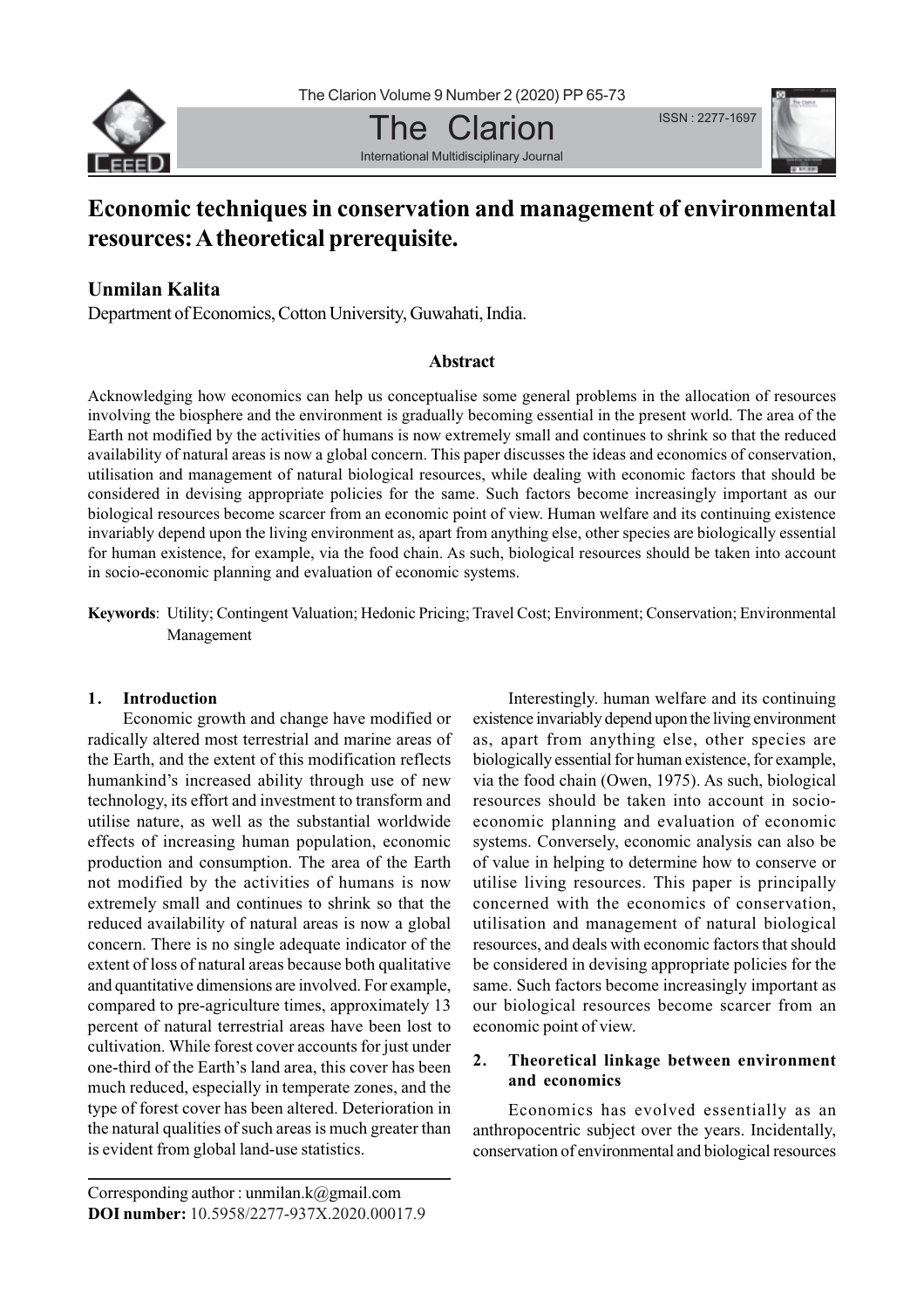# Economic techniques in conservation and management of environmental resources: A theoretical prerequisite.

**Unmilan Kalita**

Department of Economics, Cotton University, Guwahati, India.

### Abstract

Acknowledging how economics can help us conceptualise some general problems in the allocation of resources involving the biosphere and the environment is gradually becoming essential in the present world. The area of the Earth not modified by the activities of humans is now extremely small and continues to shrink so that the reduced availability of natural areas is now a global concern. This paper discusses the ideas and economics of conservation, utilisation and management of natural biological resources, while dealing with economic factors that should be considered in devising appropriate policies for the same. Such factors become increasingly important as our biological resources become scarcer from an economic point of view. Human welfare and its continuing existence invariably depend upon the living environment as, apart from anything else, other species are biologically essential for human existence, for example, via the food chain. As such, biological resources should be taken into account in socio-economic planning and evaluation of economic systems.

**Keywords**: Utility; Contingent Valuation; Hedonic Pricing; Travel Cost; Environment; Conservation; Environmental Management

## 1. Introduction

Economic growth and change have modified or radically altered most terrestrial and marine areas of the Earth, and the extent of this modification reflects humankind's increased ability through use of new technology, its effort and investment to transform and utilise nature, as well as the substantial worldwide effects of increasing human population, economic production and consumption. The area of the Earth not modified by the activities of humans is now extremely small and continues to shrink so that the reduced availability of natural areas is now a global concern. There is no single adequate indicator of the extent of loss of natural areas because both qualitative and quantitative dimensions are involved. For example, compared to pre-agriculture times, approximately 13 percent of natural terrestrial areas have been lost to cultivation. While forest cover accounts for just under one-third of the Earth's land area, this cover has been much reduced, especially in temperate zones, and the type of forest cover has been altered. Deterioration in the natural qualities of such areas is much greater than is evident from global land-use statistics.

Interestingly. human welfare and its continuing existence invariably depend upon the living environment as, apart from anything else, other species are biologically essential for human existence, for example, via the food chain (Owen, 1975). As such, biological resources should be taken into account in socio-economic planning and evaluation of economic systems. Conversely, economic analysis can also be of value in helping to determine how to conserve or utilise living resources. This paper is principally concerned with the economics of conservation, utilisation and management of natural biological resources, and deals with economic factors that should be considered in devising appropriate policies for the same. Such factors become increasingly important as our biological resources become scarcer from an economic point of view.

## 2. Theoretical linkage between environment and economics

Economics has evolved essentially as an anthropocentric subject over the years. Incidentally, conservation of environmental and biological resources

---

Corresponding author : unmilan.k@gmail.com

**DOI number:** 10.5958/2277-937X.2020.00017.9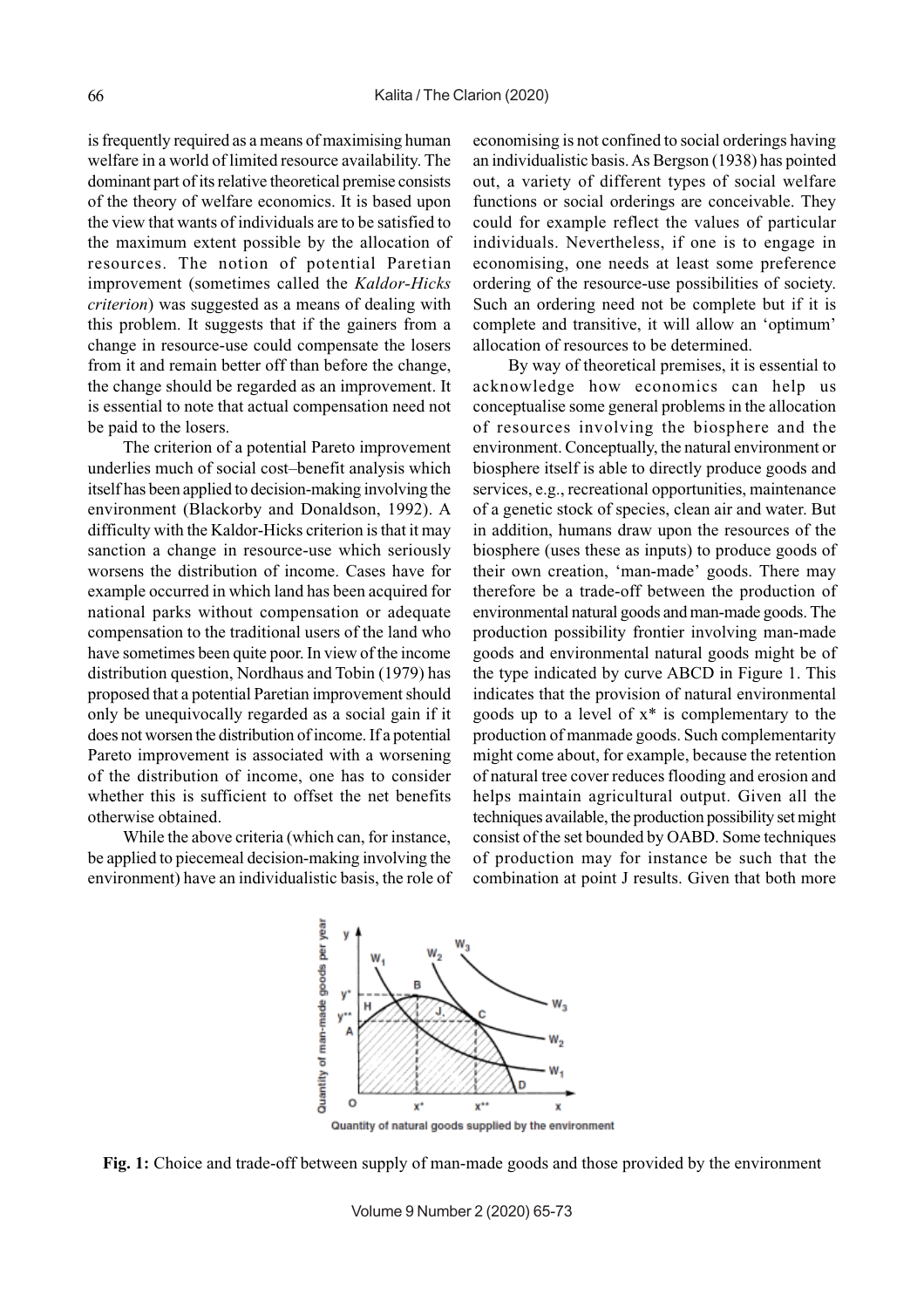is frequently required as a means of maximising human welfare in a world of limited resource availability. The dominant part of its relative theoretical premise consists of the theory of welfare economics. It is based upon the view that wants of individuals are to be satisfied to the maximum extent possible by the allocation of resources. The notion of potential Paretian improvement (sometimes called the *Kaldor-Hicks criterion*) was suggested as a means of dealing with this problem. It suggests that if the gainers from a change in resource-use could compensate the losers from it and remain better off than before the change, the change should be regarded as an improvement. It is essential to note that actual compensation need not be paid to the losers.

The criterion of a potential Pareto improvement underlies much of social cost–benefit analysis which itself has been applied to decision-making involving the environment (Blackorby and Donaldson, 1992). A difficulty with the Kaldor-Hicks criterion is that it may sanction a change in resource-use which seriously worsens the distribution of income. Cases have for example occurred in which land has been acquired for national parks without compensation or adequate compensation to the traditional users of the land who have sometimes been quite poor. In view of the income distribution question, Nordhaus and Tobin (1979) has proposed that a potential Paretian improvement should only be unequivocally regarded as a social gain if it does not worsen the distribution of income. If a potential Pareto improvement is associated with a worsening of the distribution of income, one has to consider whether this is sufficient to offset the net benefits otherwise obtained.

While the above criteria (which can, for instance, be applied to piecemeal decision-making involving the environment) have an individualistic basis, the role of economising is not confined to social orderings having an individualistic basis. As Bergson (1938) has pointed out, a variety of different types of social welfare functions or social orderings are conceivable. They could for example reflect the values of particular individuals. Nevertheless, if one is to engage in economising, one needs at least some preference ordering of the resource-use possibilities of society. Such an ordering need not be complete but if it is complete and transitive, it will allow an 'optimum' allocation of resources to be determined.

By way of theoretical premises, it is essential to acknowledge how economics can help us conceptualise some general problems in the allocation of resources involving the biosphere and the environment. Conceptually, the natural environment or biosphere itself is able to directly produce goods and services, e.g., recreational opportunities, maintenance of a genetic stock of species, clean air and water. But in addition, humans draw upon the resources of the biosphere (uses these as inputs) to produce goods of their own creation, 'man-made' goods. There may therefore be a trade-off between the production of environmental natural goods and man-made goods. The production possibility frontier involving man-made goods and environmental natural goods might be of the type indicated by curve ABCD in Figure 1. This indicates that the provision of natural environmental goods up to a level of $x^*$ is complementary to the production of manmade goods. Such complementarity might come about, for example, because the retention of natural tree cover reduces flooding and erosion and helps maintain agricultural output. Given all the techniques available, the production possibility set might consist of the set bounded by OABD. Some techniques of production may for instance be such that the combination at point J results. Given that both more

**Fig. 1:** Choice and trade-off between supply of man-made goods and those provided by the environment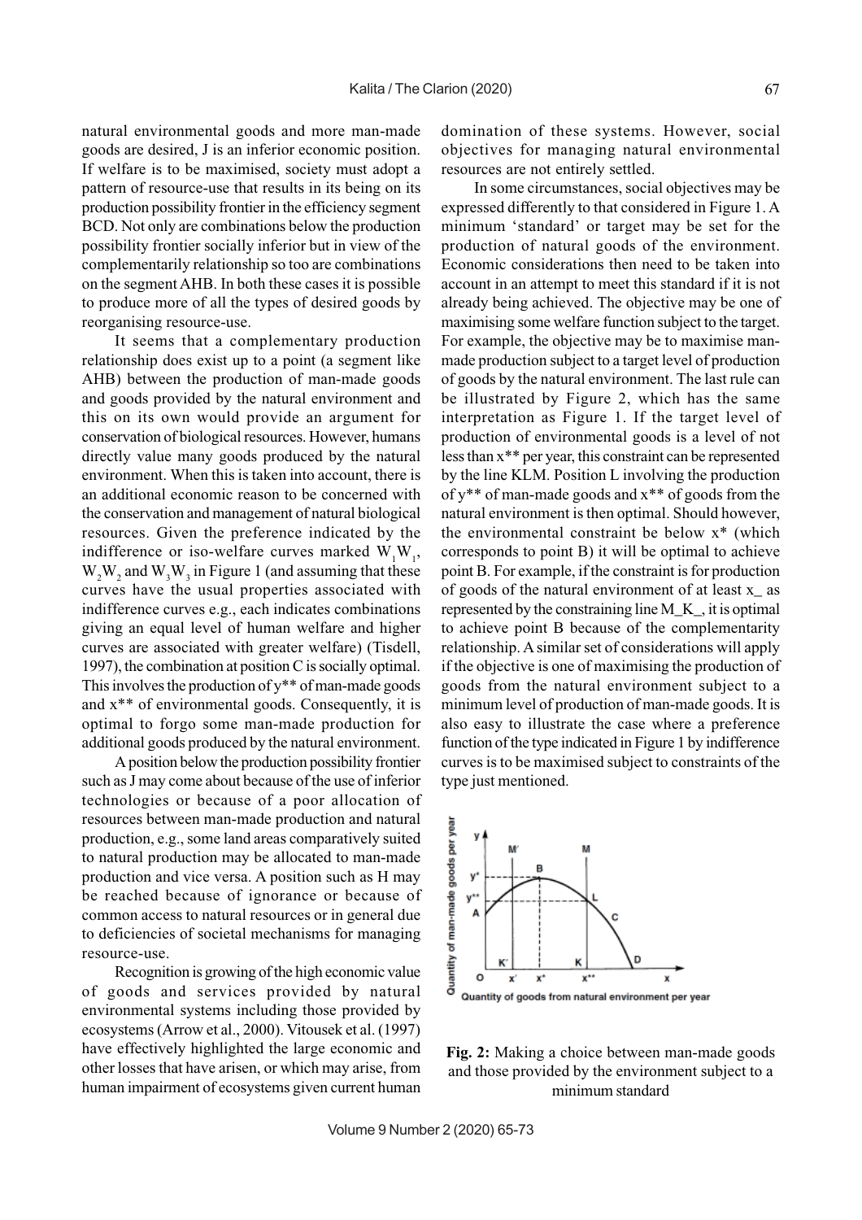natural environmental goods and more man-made goods are desired, J is an inferior economic position. If welfare is to be maximised, society must adopt a pattern of resource-use that results in its being on its production possibility frontier in the efficiency segment BCD. Not only are combinations below the production possibility frontier socially inferior but in view of the complementarily relationship so too are combinations on the segment AHB. In both these cases it is possible to produce more of all the types of desired goods by reorganising resource-use.

It seems that a complementary production relationship does exist up to a point (a segment like AHB) between the production of man-made goods and goods provided by the natural environment and this on its own would provide an argument for conservation of biological resources. However, humans directly value many goods produced by the natural environment. When this is taken into account, there is an additional economic reason to be concerned with the conservation and management of natural biological resources. Given the preference indicated by the indifference or iso-welfare curves marked $W_1W_1$, $W_2W_2$ and $W_3W_3$ in Figure 1 (and assuming that these curves have the usual properties associated with indifference curves e.g., each indicates combinations giving an equal level of human welfare and higher curves are associated with greater welfare) (Tisdell, 1997), the combination at position C is socially optimal. This involves the production of y** of man-made goods and x** of environmental goods. Consequently, it is optimal to forgo some man-made production for additional goods produced by the natural environment.

A position below the production possibility frontier such as J may come about because of the use of inferior technologies or because of a poor allocation of resources between man-made production and natural production, e.g., some land areas comparatively suited to natural production may be allocated to man-made production and vice versa. A position such as H may be reached because of ignorance or because of common access to natural resources or in general due to deficiencies of societal mechanisms for managing resource-use.

Recognition is growing of the high economic value of goods and services provided by natural environmental systems including those provided by ecosystems (Arrow et al., 2000). Vitousek et al. (1997) have effectively highlighted the large economic and other losses that have arisen, or which may arise, from human impairment of ecosystems given current human domination of these systems. However, social objectives for managing natural environmental resources are not entirely settled.

In some circumstances, social objectives may be expressed differently to that considered in Figure 1. A minimum 'standard' or target may be set for the production of natural goods of the environment. Economic considerations then need to be taken into account in an attempt to meet this standard if it is not already being achieved. The objective may be one of maximising some welfare function subject to the target. For example, the objective may be to maximise man-made production subject to a target level of production of goods by the natural environment. The last rule can be illustrated by Figure 2, which has the same interpretation as Figure 1. If the target level of production of environmental goods is a level of not less than x** per year, this constraint can be represented by the line KLM. Position L involving the production of y** of man-made goods and x** of goods from the natural environment is then optimal. Should however, the environmental constraint be below x* (which corresponds to point B) it will be optimal to achieve point B. For example, if the constraint is for production of goods of the natural environment of at least x_ as represented by the constraining line M_K_, it is optimal to achieve point B because of the complementarity relationship. A similar set of considerations will apply if the objective is one of maximising the production of goods from the natural environment subject to a minimum level of production of man-made goods. It is also easy to illustrate the case where a preference function of the type indicated in Figure 1 by indifference curves is to be maximised subject to constraints of the type just mentioned.

**Fig. 2:** Making a choice between man-made goods and those provided by the environment subject to a minimum standard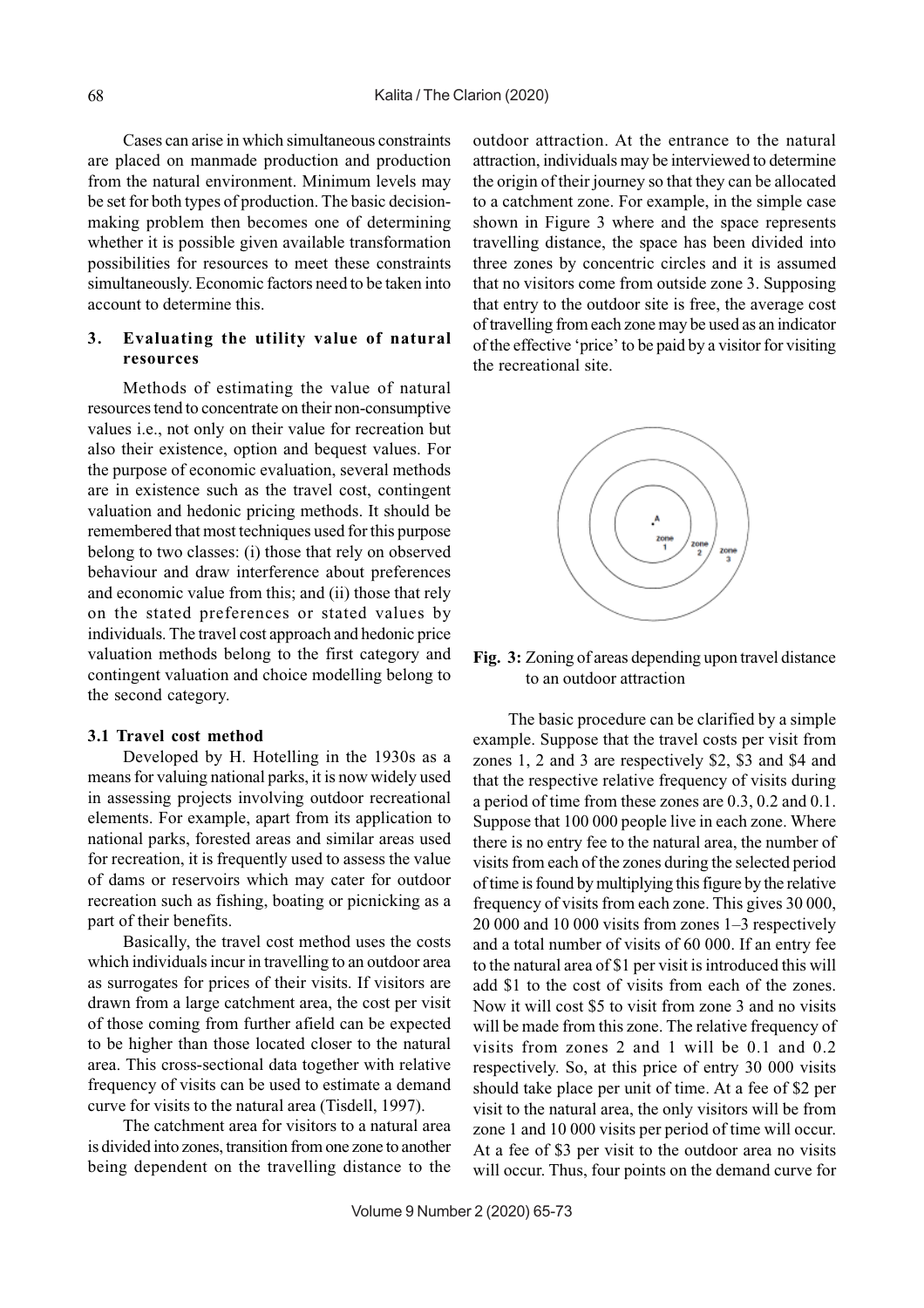Cases can arise in which simultaneous constraints are placed on manmade production and production from the natural environment. Minimum levels may be set for both types of production. The basic decision-making problem then becomes one of determining whether it is possible given available transformation possibilities for resources to meet these constraints simultaneously. Economic factors need to be taken into account to determine this.

## 3. Evaluating the utility value of natural resources

Methods of estimating the value of natural resources tend to concentrate on their non-consumptive values i.e., not only on their value for recreation but also their existence, option and bequest values. For the purpose of economic evaluation, several methods are in existence such as the travel cost, contingent valuation and hedonic pricing methods. It should be remembered that most techniques used for this purpose belong to two classes: (i) those that rely on observed behaviour and draw interference about preferences and economic value from this; and (ii) those that rely on the stated preferences or stated values by individuals. The travel cost approach and hedonic price valuation methods belong to the first category and contingent valuation and choice modelling belong to the second category.

### 3.1 Travel cost method

Developed by H. Hotelling in the 1930s as a means for valuing national parks, it is now widely used in assessing projects involving outdoor recreational elements. For example, apart from its application to national parks, forested areas and similar areas used for recreation, it is frequently used to assess the value of dams or reservoirs which may cater for outdoor recreation such as fishing, boating or picnicking as a part of their benefits.

Basically, the travel cost method uses the costs which individuals incur in travelling to an outdoor area as surrogates for prices of their visits. If visitors are drawn from a large catchment area, the cost per visit of those coming from further afield can be expected to be higher than those located closer to the natural area. This cross-sectional data together with relative frequency of visits can be used to estimate a demand curve for visits to the natural area (Tisdell, 1997).

The catchment area for visitors to a natural area is divided into zones, transition from one zone to another being dependent on the travelling distance to the outdoor attraction. At the entrance to the natural attraction, individuals may be interviewed to determine the origin of their journey so that they can be allocated to a catchment zone. For example, in the simple case shown in Figure 3 where and the space represents travelling distance, the space has been divided into three zones by concentric circles and it is assumed that no visitors come from outside zone 3. Supposing that entry to the outdoor site is free, the average cost of travelling from each zone may be used as an indicator of the effective 'price' to be paid by a visitor for visiting the recreational site.

**Fig. 3:** Zoning of areas depending upon travel distance to an outdoor attraction

The basic procedure can be clarified by a simple example. Suppose that the travel costs per visit from zones 1, 2 and 3 are respectively \$2, \$3 and \$4 and that the respective relative frequency of visits during a period of time from these zones are 0.3, 0.2 and 0.1. Suppose that 100 000 people live in each zone. Where there is no entry fee to the natural area, the number of visits from each of the zones during the selected period of time is found by multiplying this figure by the relative frequency of visits from each zone. This gives 30 000, 20 000 and 10 000 visits from zones 1–3 respectively and a total number of visits of 60 000. If an entry fee to the natural area of \$1 per visit is introduced this will add \$1 to the cost of visits from each of the zones. Now it will cost \$5 to visit from zone 3 and no visits will be made from this zone. The relative frequency of visits from zones 2 and 1 will be 0.1 and 0.2 respectively. So, at this price of entry 30 000 visits should take place per unit of time. At a fee of \$2 per visit to the natural area, the only visitors will be from zone 1 and 10 000 visits per period of time will occur. At a fee of \$3 per visit to the outdoor area no visits will occur. Thus, four points on the demand curve for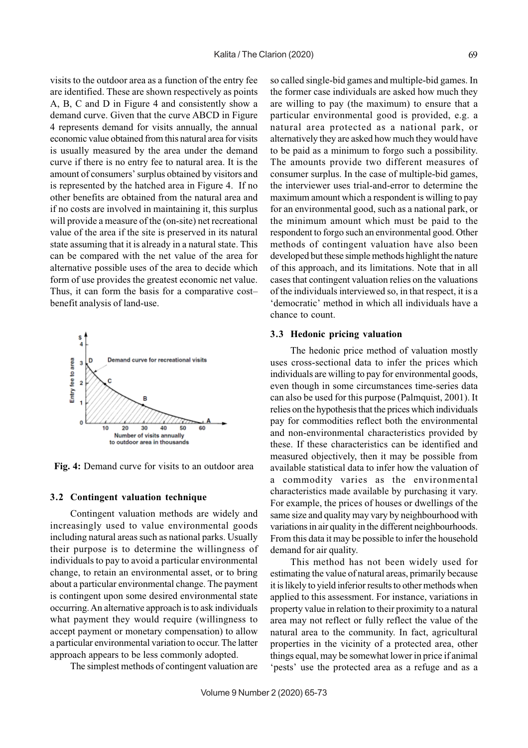visits to the outdoor area as a function of the entry fee are identified. These are shown respectively as points A, B, C and D in Figure 4 and consistently show a demand curve. Given that the curve ABCD in Figure 4 represents demand for visits annually, the annual economic value obtained from this natural area for visits is usually measured by the area under the demand curve if there is no entry fee to natural area. It is the amount of consumers' surplus obtained by visitors and is represented by the hatched area in Figure 4. If no other benefits are obtained from the natural area and if no costs are involved in maintaining it, this surplus will provide a measure of the (on-site) net recreational value of the area if the site is preserved in its natural state assuming that it is already in a natural state. This can be compared with the net value of the area for alternative possible uses of the area to decide which form of use provides the greatest economic net value. Thus, it can form the basis for a comparative cost–benefit analysis of land-use.

$
4
3
2
1
0
Entry fee to area
D
Demand curve for recreational visits
C
B
A
10 20 30 40 50 60
Number of visits annually to outdoor area in thousands

**Fig. 4:** Demand curve for visits to an outdoor area

### 3.2 Contingent valuation technique

Contingent valuation methods are widely and increasingly used to value environmental goods including natural areas such as national parks. Usually their purpose is to determine the willingness of individuals to pay to avoid a particular environmental change, to retain an environmental asset, or to bring about a particular environmental change. The payment is contingent upon some desired environmental state occurring. An alternative approach is to ask individuals what payment they would require (willingness to accept payment or monetary compensation) to allow a particular environmental variation to occur. The latter approach appears to be less commonly adopted.

The simplest methods of contingent valuation are so called single-bid games and multiple-bid games. In the former case individuals are asked how much they are willing to pay (the maximum) to ensure that a particular environmental good is provided, e.g. a natural area protected as a national park, or alternatively they are asked how much they would have to be paid as a minimum to forgo such a possibility. The amounts provide two different measures of consumer surplus. In the case of multiple-bid games, the interviewer uses trial-and-error to determine the maximum amount which a respondent is willing to pay for an environmental good, such as a national park, or the minimum amount which must be paid to the respondent to forgo such an environmental good. Other methods of contingent valuation have also been developed but these simple methods highlight the nature of this approach, and its limitations. Note that in all cases that contingent valuation relies on the valuations of the individuals interviewed so, in that respect, it is a 'democratic' method in which all individuals have a chance to count.

### 3.3 Hedonic pricing valuation

The hedonic price method of valuation mostly uses cross-sectional data to infer the prices which individuals are willing to pay for environmental goods, even though in some circumstances time-series data can also be used for this purpose (Palmquist, 2001). It relies on the hypothesis that the prices which individuals pay for commodities reflect both the environmental and non-environmental characteristics provided by these. If these characteristics can be identified and measured objectively, then it may be possible from available statistical data to infer how the valuation of a commodity varies as the environmental characteristics made available by purchasing it vary. For example, the prices of houses or dwellings of the same size and quality may vary by neighbourhood with variations in air quality in the different neighbourhoods. From this data it may be possible to infer the household demand for air quality.

This method has not been widely used for estimating the value of natural areas, primarily because it is likely to yield inferior results to other methods when applied to this assessment. For instance, variations in property value in relation to their proximity to a natural area may not reflect or fully reflect the value of the natural area to the community. In fact, agricultural properties in the vicinity of a protected area, other things equal, may be somewhat lower in price if animal 'pests' use the protected area as a refuge and as a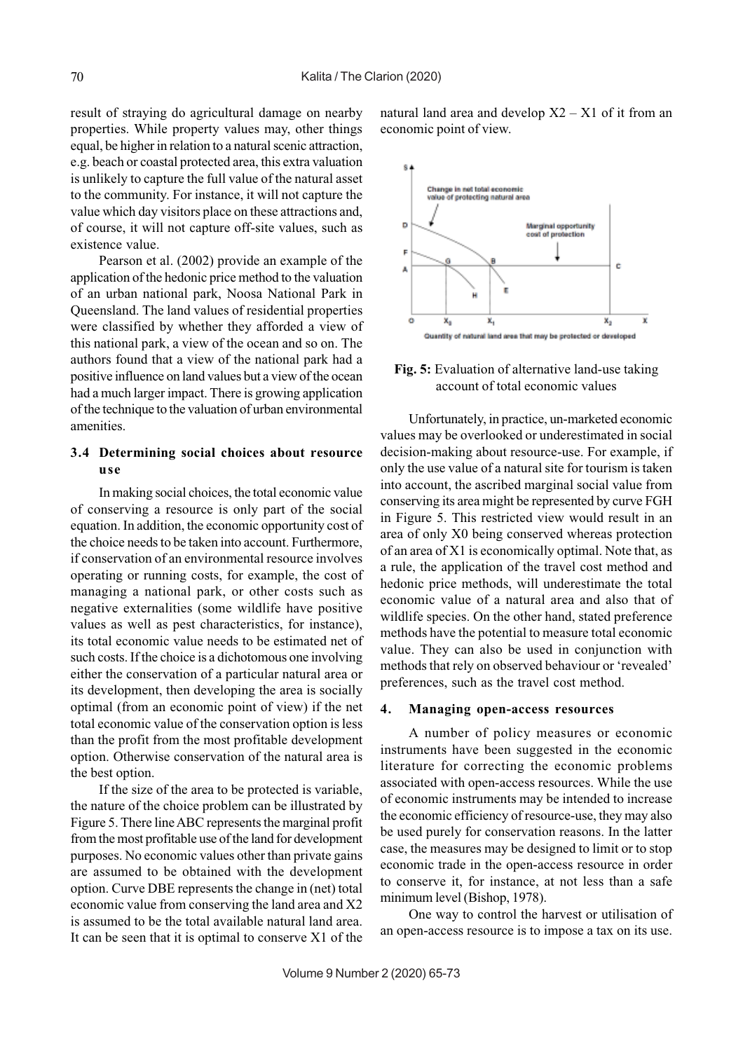result of straying do agricultural damage on nearby properties. While property values may, other things equal, be higher in relation to a natural scenic attraction, e.g. beach or coastal protected area, this extra valuation is unlikely to capture the full value of the natural asset to the community. For instance, it will not capture the value which day visitors place on these attractions and, of course, it will not capture off-site values, such as existence value.

Pearson et al. (2002) provide an example of the application of the hedonic price method to the valuation of an urban national park, Noosa National Park in Queensland. The land values of residential properties were classified by whether they afforded a view of this national park, a view of the ocean and so on. The authors found that a view of the national park had a positive influence on land values but a view of the ocean had a much larger impact. There is growing application of the technique to the valuation of urban environmental amenities.

### 3.4 Determining social choices about resource use

In making social choices, the total economic value of conserving a resource is only part of the social equation. In addition, the economic opportunity cost of the choice needs to be taken into account. Furthermore, if conservation of an environmental resource involves operating or running costs, for example, the cost of managing a national park, or other costs such as negative externalities (some wildlife have positive values as well as pest characteristics, for instance), its total economic value needs to be estimated net of such costs. If the choice is a dichotomous one involving either the conservation of a particular natural area or its development, then developing the area is socially optimal (from an economic point of view) if the net total economic value of the conservation option is less than the profit from the most profitable development option. Otherwise conservation of the natural area is the best option.

If the size of the area to be protected is variable, the nature of the choice problem can be illustrated by Figure 5. There line ABC represents the marginal profit from the most profitable use of the land for development purposes. No economic values other than private gains are assumed to be obtained with the development option. Curve DBE represents the change in (net) total economic value from conserving the land area and X2 is assumed to be the total available natural land area. It can be seen that it is optimal to conserve X1 of the natural land area and develop X2 – X1 of it from an economic point of view.

$
Change in net total economic value of protecting natural area
Marginal opportunity cost of protection
D
F
A
G
B
C
H
E
O
$X_0$
$X_1$
$X_2$
X
Quantity of natural land area that may be protected or developed

**Fig. 5:** Evaluation of alternative land-use taking account of total economic values

Unfortunately, in practice, un-marketed economic values may be overlooked or underestimated in social decision-making about resource-use. For example, if only the use value of a natural site for tourism is taken into account, the ascribed marginal social value from conserving its area might be represented by curve FGH in Figure 5. This restricted view would result in an area of only X0 being conserved whereas protection of an area of X1 is economically optimal. Note that, as a rule, the application of the travel cost method and hedonic price methods, will underestimate the total economic value of a natural area and also that of wildlife species. On the other hand, stated preference methods have the potential to measure total economic value. They can also be used in conjunction with methods that rely on observed behaviour or 'revealed' preferences, such as the travel cost method.

## 4. Managing open-access resources

A number of policy measures or economic instruments have been suggested in the economic literature for correcting the economic problems associated with open-access resources. While the use of economic instruments may be intended to increase the economic efficiency of resource-use, they may also be used purely for conservation reasons. In the latter case, the measures may be designed to limit or to stop economic trade in the open-access resource in order to conserve it, for instance, at not less than a safe minimum level (Bishop, 1978).

One way to control the harvest or utilisation of an open-access resource is to impose a tax on its use.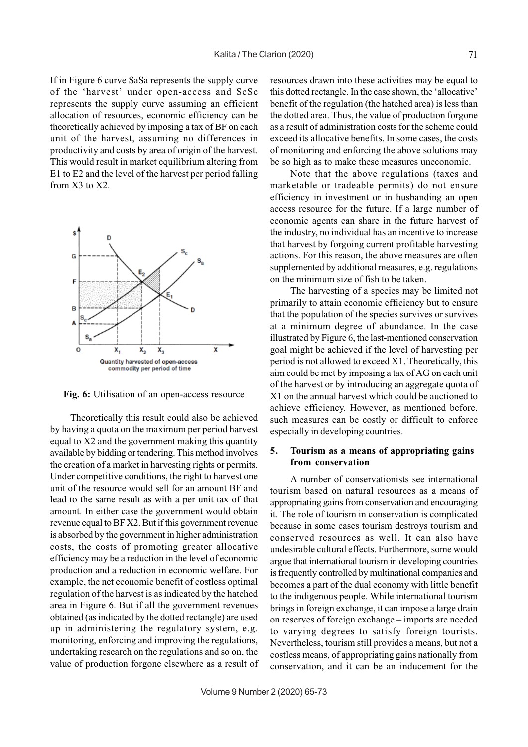If in Figure 6 curve SaSa represents the supply curve of the 'harvest' under open-access and ScSc represents the supply curve assuming an efficient allocation of resources, economic efficiency can be theoretically achieved by imposing a tax of BF on each unit of the harvest, assuming no differences in productivity and costs by area of origin of the harvest. This would result in market equilibrium altering from E1 to E2 and the level of the harvest per period falling from X3 to X2.

$
D
G
F
B
A
O
$S_c$
$S_a$
$E_2$
$E_1$
D
$S_c$
$S_a$
$X_1$
$X_2$
$X_3$
X
Quantity harvested of open-access commodity per period of time

**Fig. 6:** Utilisation of an open-access resource

Theoretically this result could also be achieved by having a quota on the maximum per period harvest equal to X2 and the government making this quantity available by bidding or tendering. This method involves the creation of a market in harvesting rights or permits. Under competitive conditions, the right to harvest one unit of the resource would sell for an amount BF and lead to the same result as with a per unit tax of that amount. In either case the government would obtain revenue equal to BF X2. But if this government revenue is absorbed by the government in higher administration costs, the costs of promoting greater allocative efficiency may be a reduction in the level of economic production and a reduction in economic welfare. For example, the net economic benefit of costless optimal regulation of the harvest is as indicated by the hatched area in Figure 6. But if all the government revenues obtained (as indicated by the dotted rectangle) are used up in administering the regulatory system, e.g. monitoring, enforcing and improving the regulations, undertaking research on the regulations and so on, the value of production forgone elsewhere as a result of resources drawn into these activities may be equal to this dotted rectangle. In the case shown, the 'allocative' benefit of the regulation (the hatched area) is less than the dotted area. Thus, the value of production forgone as a result of administration costs for the scheme could exceed its allocative benefits. In some cases, the costs of monitoring and enforcing the above solutions may be so high as to make these measures uneconomic.

Note that the above regulations (taxes and marketable or tradeable permits) do not ensure efficiency in investment or in husbanding an open access resource for the future. If a large number of economic agents can share in the future harvest of the industry, no individual has an incentive to increase that harvest by forgoing current profitable harvesting actions. For this reason, the above measures are often supplemented by additional measures, e.g. regulations on the minimum size of fish to be taken.

The harvesting of a species may be limited not primarily to attain economic efficiency but to ensure that the population of the species survives or survives at a minimum degree of abundance. In the case illustrated by Figure 6, the last-mentioned conservation goal might be achieved if the level of harvesting per period is not allowed to exceed X1. Theoretically, this aim could be met by imposing a tax of AG on each unit of the harvest or by introducing an aggregate quota of X1 on the annual harvest which could be auctioned to achieve efficiency. However, as mentioned before, such measures can be costly or difficult to enforce especially in developing countries.

## 5. Tourism as a means of appropriating gains from conservation

A number of conservationists see international tourism based on natural resources as a means of appropriating gains from conservation and encouraging it. The role of tourism in conservation is complicated because in some cases tourism destroys tourism and conserved resources as well. It can also have undesirable cultural effects. Furthermore, some would argue that international tourism in developing countries is frequently controlled by multinational companies and becomes a part of the dual economy with little benefit to the indigenous people. While international tourism brings in foreign exchange, it can impose a large drain on reserves of foreign exchange – imports are needed to varying degrees to satisfy foreign tourists. Nevertheless, tourism still provides a means, but not a costless means, of appropriating gains nationally from conservation, and it can be an inducement for the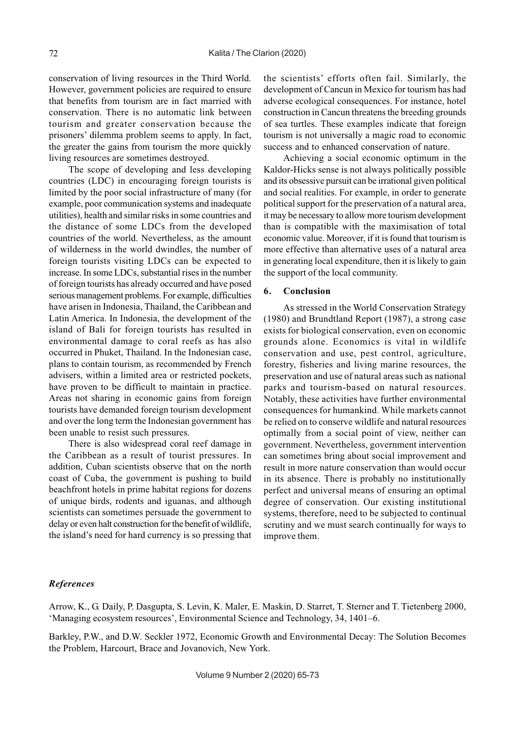conservation of living resources in the Third World. However, government policies are required to ensure that benefits from tourism are in fact married with conservation. There is no automatic link between tourism and greater conservation because the prisoners' dilemma problem seems to apply. In fact, the greater the gains from tourism the more quickly living resources are sometimes destroyed.

The scope of developing and less developing countries (LDC) in encouraging foreign tourists is limited by the poor social infrastructure of many (for example, poor communication systems and inadequate utilities), health and similar risks in some countries and the distance of some LDCs from the developed countries of the world. Nevertheless, as the amount of wilderness in the world dwindles, the number of foreign tourists visiting LDCs can be expected to increase. In some LDCs, substantial rises in the number of foreign tourists has already occurred and have posed serious management problems. For example, difficulties have arisen in Indonesia, Thailand, the Caribbean and Latin America. In Indonesia, the development of the island of Bali for foreign tourists has resulted in environmental damage to coral reefs as has also occurred in Phuket, Thailand. In the Indonesian case, plans to contain tourism, as recommended by French advisers, within a limited area or restricted pockets, have proven to be difficult to maintain in practice. Areas not sharing in economic gains from foreign tourists have demanded foreign tourism development and over the long term the Indonesian government has been unable to resist such pressures.

There is also widespread coral reef damage in the Caribbean as a result of tourist pressures. In addition, Cuban scientists observe that on the north coast of Cuba, the government is pushing to build beachfront hotels in prime habitat regions for dozens of unique birds, rodents and iguanas, and although scientists can sometimes persuade the government to delay or even halt construction for the benefit of wildlife, the island's need for hard currency is so pressing that the scientists' efforts often fail. Similarly, the development of Cancun in Mexico for tourism has had adverse ecological consequences. For instance, hotel construction in Cancun threatens the breeding grounds of sea turtles. These examples indicate that foreign tourism is not universally a magic road to economic success and to enhanced conservation of nature.

Achieving a social economic optimum in the Kaldor-Hicks sense is not always politically possible and its obsessive pursuit can be irrational given political and social realities. For example, in order to generate political support for the preservation of a natural area, it may be necessary to allow more tourism development than is compatible with the maximisation of total economic value. Moreover, if it is found that tourism is more effective than alternative uses of a natural area in generating local expenditure, then it is likely to gain the support of the local community.

## 6. Conclusion

As stressed in the World Conservation Strategy (1980) and Brundtland Report (1987), a strong case exists for biological conservation, even on economic grounds alone. Economics is vital in wildlife conservation and use, pest control, agriculture, forestry, fisheries and living marine resources, the preservation and use of natural areas such as national parks and tourism-based on natural resources. Notably, these activities have further environmental consequences for humankind. While markets cannot be relied on to conserve wildlife and natural resources optimally from a social point of view, neither can government. Nevertheless, government intervention can sometimes bring about social improvement and result in more nature conservation than would occur in its absence. There is probably no institutionally perfect and universal means of ensuring an optimal degree of conservation. Our existing institutional systems, therefore, need to be subjected to continual scrutiny and we must search continually for ways to improve them.

### *References*

Arrow, K., G. Daily, P. Dasgupta, S. Levin, K. Maler, E. Maskin, D. Starret, T. Sterner and T. Tietenberg 2000, 'Managing ecosystem resources', Environmental Science and Technology, 34, 1401–6.

Barkley, P.W., and D.W. Seckler 1972, Economic Growth and Environmental Decay: The Solution Becomes the Problem, Harcourt, Brace and Jovanovich, New York.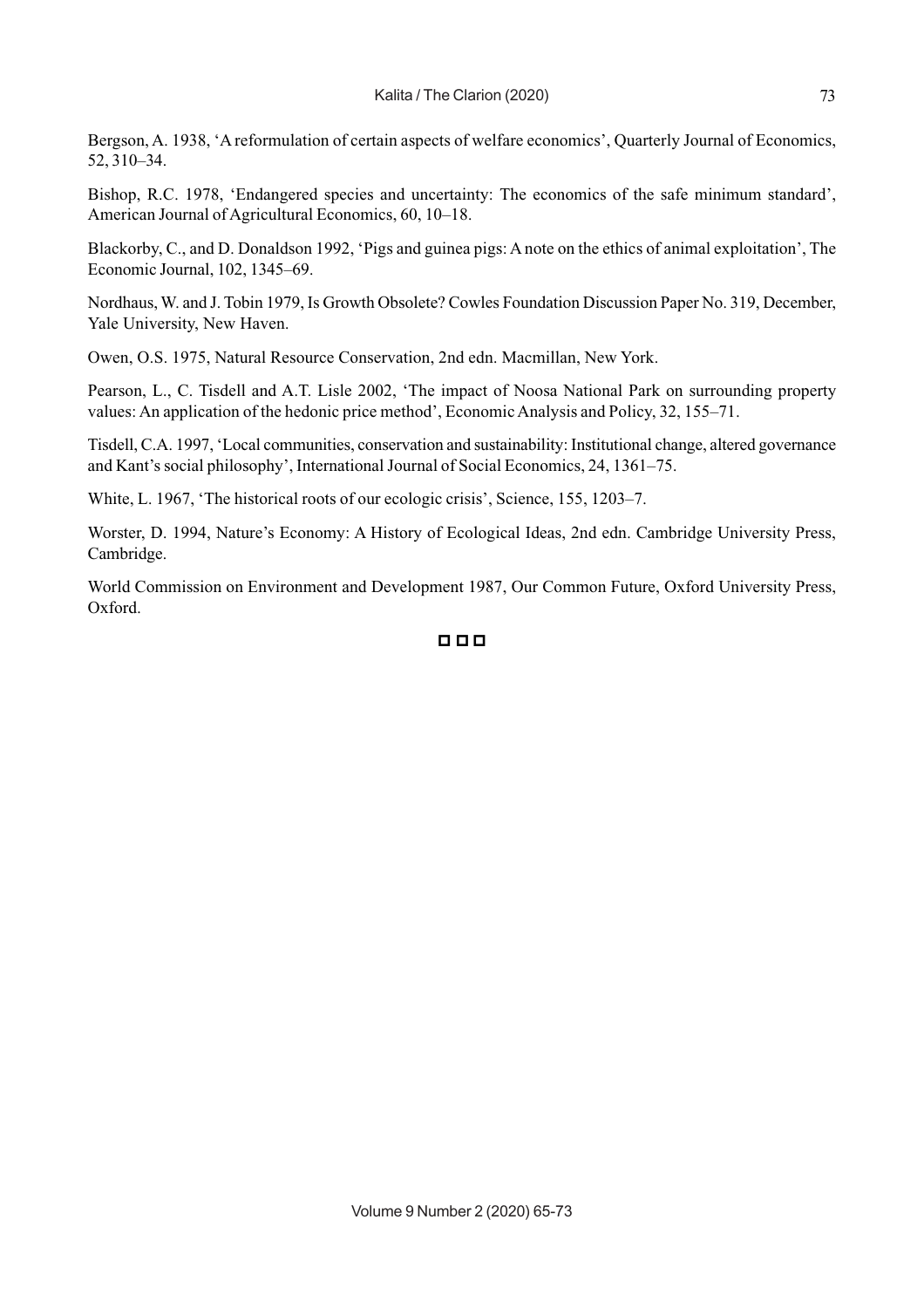Bergson, A. 1938, 'A reformulation of certain aspects of welfare economics', Quarterly Journal of Economics, 52, 310–34.

Bishop, R.C. 1978, 'Endangered species and uncertainty: The economics of the safe minimum standard', American Journal of Agricultural Economics, 60, 10–18.

Blackorby, C., and D. Donaldson 1992, 'Pigs and guinea pigs: A note on the ethics of animal exploitation', The Economic Journal, 102, 1345–69.

Nordhaus, W. and J. Tobin 1979, Is Growth Obsolete? Cowles Foundation Discussion Paper No. 319, December, Yale University, New Haven.

Owen, O.S. 1975, Natural Resource Conservation, 2nd edn. Macmillan, New York.

Pearson, L., C. Tisdell and A.T. Lisle 2002, 'The impact of Noosa National Park on surrounding property values: An application of the hedonic price method', Economic Analysis and Policy, 32, 155–71.

Tisdell, C.A. 1997, 'Local communities, conservation and sustainability: Institutional change, altered governance and Kant's social philosophy', International Journal of Social Economics, 24, 1361–75.

White, L. 1967, 'The historical roots of our ecologic crisis', Science, 155, 1203–7.

Worster, D. 1994, Nature's Economy: A History of Ecological Ideas, 2nd edn. Cambridge University Press, Cambridge.

World Commission on Environment and Development 1987, Our Common Future, Oxford University Press, Oxford.

□ □ □